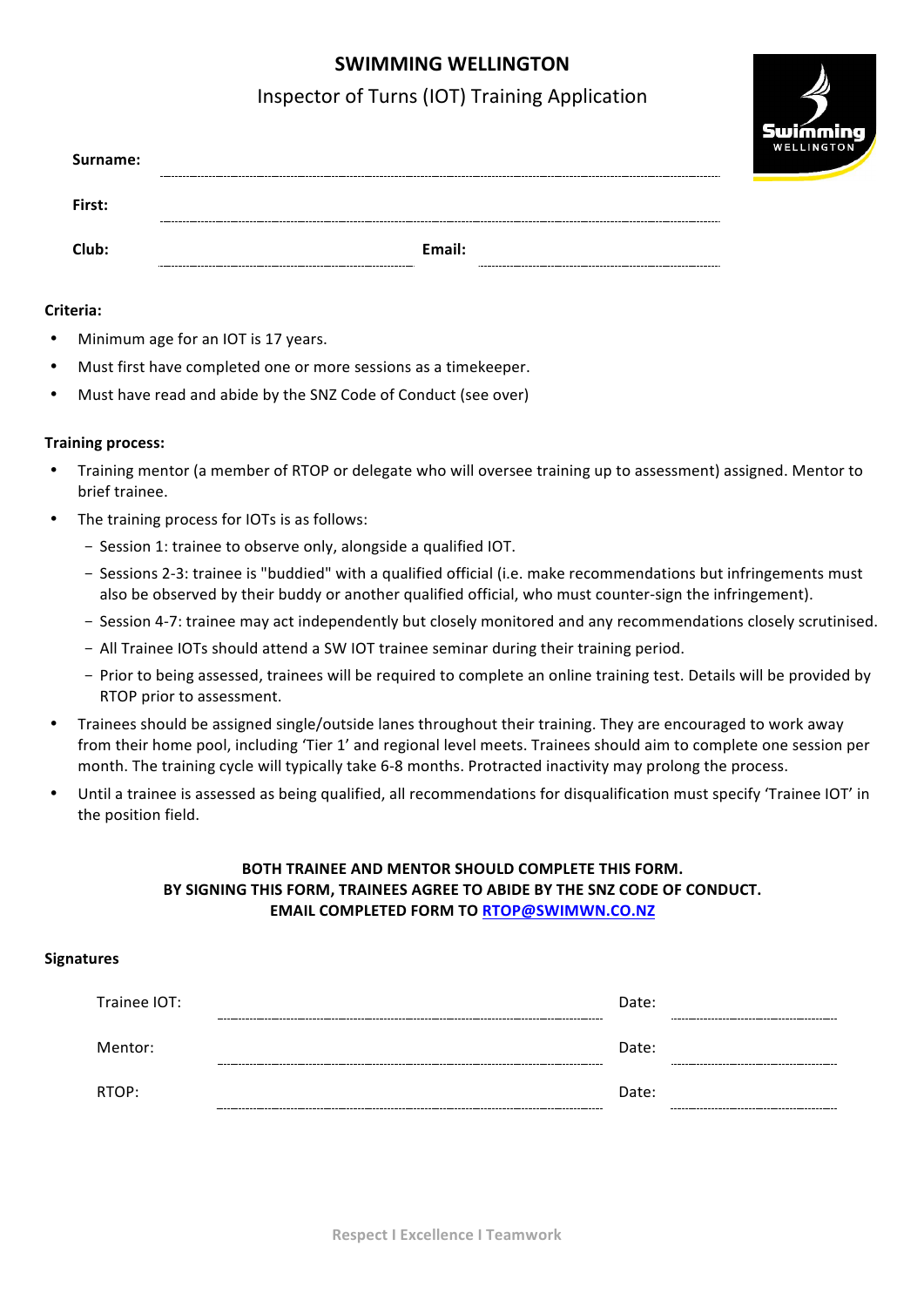# SWIMMING WELLINGTON

## Inspector of Turns (IOT) Training Application

**Surname:** ..............................................................................

**First:** ..............................................................................

**Club:** .............................................. **Email:** ..............................................

**Criteria:**

- Minimum age for an IOT is 17 years.
- Must first have completed one or more sessions as a timekeeper.
- Must have read and abide by the SNZ Code of Conduct (see over)

**Training process:**

- Training mentor (a member of RTOP or delegate who will oversee training up to assessment) assigned. Mentor to brief trainee.
- The training process for IOTs is as follows:
  - Session 1: trainee to observe only, alongside a qualified IOT.
  - Sessions 2-3: trainee is "buddied" with a qualified official (i.e. make recommendations but infringements must also be observed by their buddy or another qualified official, who must counter-sign the infringement).
  - Session 4-7: trainee may act independently but closely monitored and any recommendations closely scrutinised.
  - All Trainee IOTs should attend a SW IOT trainee seminar during their training period.
  - Prior to being assessed, trainees will be required to complete an online training test. Details will be provided by RTOP prior to assessment.
- Trainees should be assigned single/outside lanes throughout their training. They are encouraged to work away from their home pool, including 'Tier 1' and regional level meets. Trainees should aim to complete one session per month. The training cycle will typically take 6-8 months. Protracted inactivity may prolong the process.
- Until a trainee is assessed as being qualified, all recommendations for disqualification must specify 'Trainee IOT' in the position field.

**BOTH TRAINEE AND MENTOR SHOULD COMPLETE THIS FORM.**
**BY SIGNING THIS FORM, TRAINEES AGREE TO ABIDE BY THE SNZ CODE OF CONDUCT.**
**EMAIL COMPLETED FORM TO RTOP@SWIMWN.CO.NZ**

**Signatures**

Trainee IOT: .............................................................. Date: ..............................

Mentor: .............................................................. Date: ..............................

RTOP: .............................................................. Date: ..............................

Respect I Excellence I Teamwork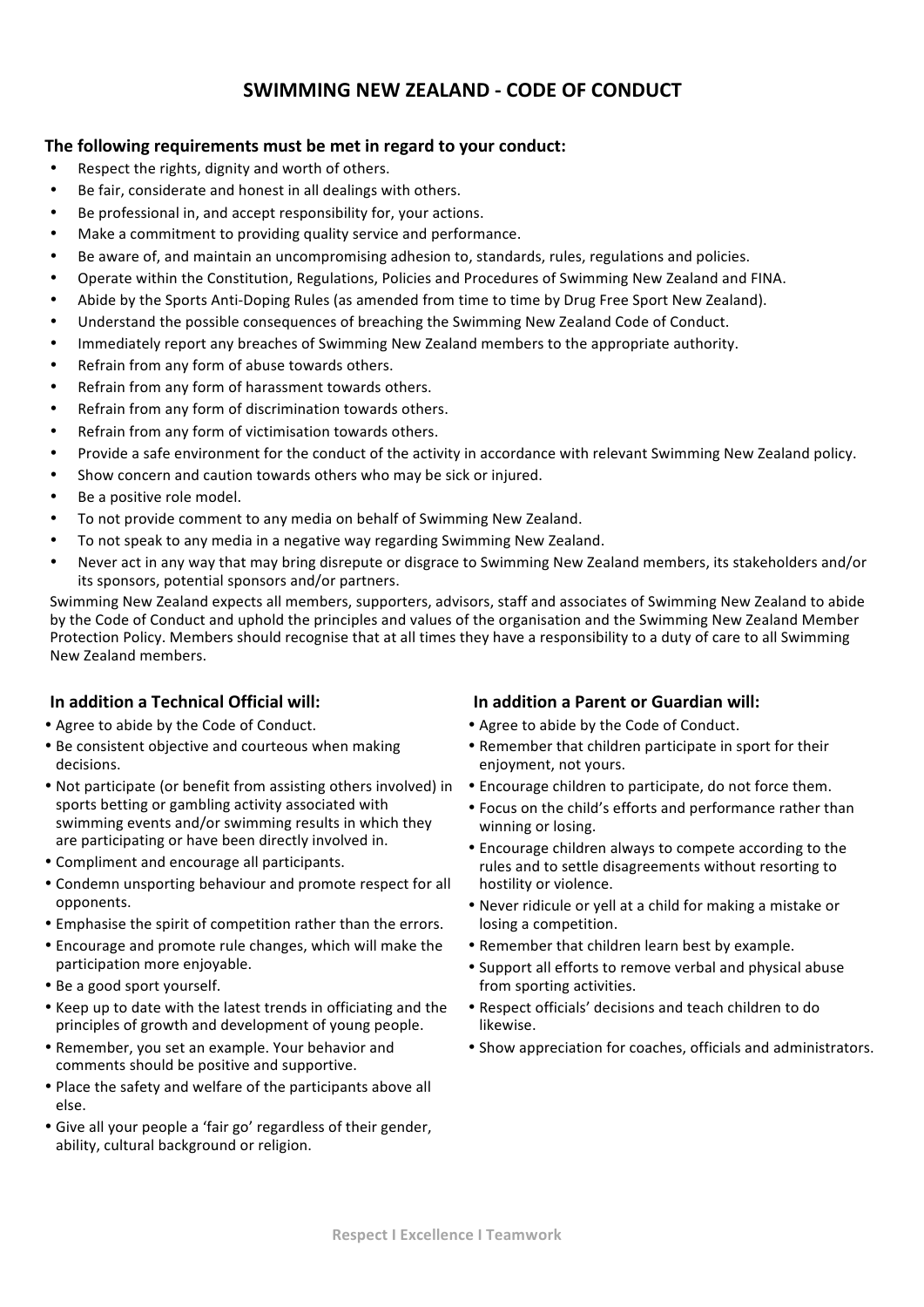# SWIMMING NEW ZEALAND - CODE OF CONDUCT

**The following requirements must be met in regard to your conduct:**

- Respect the rights, dignity and worth of others.
- Be fair, considerate and honest in all dealings with others.
- Be professional in, and accept responsibility for, your actions.
- Make a commitment to providing quality service and performance.
- Be aware of, and maintain an uncompromising adhesion to, standards, rules, regulations and policies.
- Operate within the Constitution, Regulations, Policies and Procedures of Swimming New Zealand and FINA.
- Abide by the Sports Anti-Doping Rules (as amended from time to time by Drug Free Sport New Zealand).
- Understand the possible consequences of breaching the Swimming New Zealand Code of Conduct.
- Immediately report any breaches of Swimming New Zealand members to the appropriate authority.
- Refrain from any form of abuse towards others.
- Refrain from any form of harassment towards others.
- Refrain from any form of discrimination towards others.
- Refrain from any form of victimisation towards others.
- Provide a safe environment for the conduct of the activity in accordance with relevant Swimming New Zealand policy.
- Show concern and caution towards others who may be sick or injured.
- Be a positive role model.
- To not provide comment to any media on behalf of Swimming New Zealand.
- To not speak to any media in a negative way regarding Swimming New Zealand.
- Never act in any way that may bring disrepute or disgrace to Swimming New Zealand members, its stakeholders and/or its sponsors, potential sponsors and/or partners.

Swimming New Zealand expects all members, supporters, advisors, staff and associates of Swimming New Zealand to abide by the Code of Conduct and uphold the principles and values of the organisation and the Swimming New Zealand Member Protection Policy. Members should recognise that at all times they have a responsibility to a duty of care to all Swimming New Zealand members.

## In addition a Technical Official will:

- Agree to abide by the Code of Conduct.
- Be consistent objective and courteous when making decisions.
- Not participate (or benefit from assisting others involved) in sports betting or gambling activity associated with swimming events and/or swimming results in which they are participating or have been directly involved in.
- Compliment and encourage all participants.
- Condemn unsporting behaviour and promote respect for all opponents.
- Emphasise the spirit of competition rather than the errors.
- Encourage and promote rule changes, which will make the participation more enjoyable.
- Be a good sport yourself.
- Keep up to date with the latest trends in officiating and the principles of growth and development of young people.
- Remember, you set an example. Your behavior and comments should be positive and supportive.
- Place the safety and welfare of the participants above all else.
- Give all your people a 'fair go' regardless of their gender, ability, cultural background or religion.

## In addition a Parent or Guardian will:

- Agree to abide by the Code of Conduct.
- Remember that children participate in sport for their enjoyment, not yours.
- Encourage children to participate, do not force them.
- Focus on the child's efforts and performance rather than winning or losing.
- Encourage children always to compete according to the rules and to settle disagreements without resorting to hostility or violence.
- Never ridicule or yell at a child for making a mistake or losing a competition.
- Remember that children learn best by example.
- Support all efforts to remove verbal and physical abuse from sporting activities.
- Respect officials' decisions and teach children to do likewise.
- Show appreciation for coaches, officials and administrators.

Respect I Excellence I Teamwork